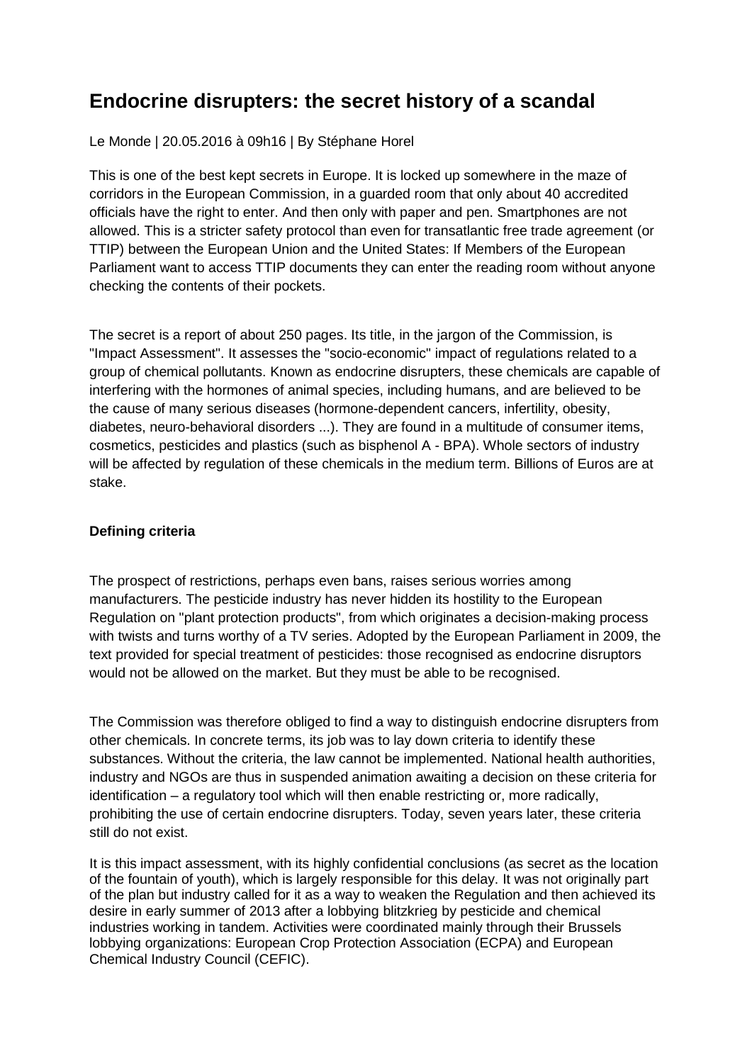# Endocrine disrupters: the secret history of a scandal

Le Monde | 20.05.2016 à 09h16 | By Stéphane Horel

This is one of the best kept secrets in Europe. It is locked up somewhere in the maze of corridors in the European Commission, in a guarded room that only about 40 accredited officials have the right to enter. And then only with paper and pen. Smartphones are not allowed. This is a stricter safety protocol than even for transatlantic free trade agreement (or TTIP) between the European Union and the United States: If Members of the European Parliament want to access TTIP documents they can enter the reading room without anyone checking the contents of their pockets.

The secret is a report of about 250 pages. Its title, in the jargon of the Commission, is "Impact Assessment". It assesses the "socio-economic" impact of regulations related to a group of chemical pollutants. Known as endocrine disrupters, these chemicals are capable of interfering with the hormones of animal species, including humans, and are believed to be the cause of many serious diseases (hormone-dependent cancers, infertility, obesity, diabetes, neuro-behavioral disorders ...). They are found in a multitude of consumer items, cosmetics, pesticides and plastics (such as bisphenol A - BPA). Whole sectors of industry will be affected by regulation of these chemicals in the medium term. Billions of Euros are at stake.

**Defining criteria**

The prospect of restrictions, perhaps even bans, raises serious worries among manufacturers. The pesticide industry has never hidden its hostility to the European Regulation on "plant protection products", from which originates a decision-making process with twists and turns worthy of a TV series. Adopted by the European Parliament in 2009, the text provided for special treatment of pesticides: those recognised as endocrine disruptors would not be allowed on the market. But they must be able to be recognised.

The Commission was therefore obliged to find a way to distinguish endocrine disrupters from other chemicals. In concrete terms, its job was to lay down criteria to identify these substances. Without the criteria, the law cannot be implemented. National health authorities, industry and NGOs are thus in suspended animation awaiting a decision on these criteria for identification – a regulatory tool which will then enable restricting or, more radically, prohibiting the use of certain endocrine disrupters. Today, seven years later, these criteria still do not exist.

It is this impact assessment, with its highly confidential conclusions (as secret as the location of the fountain of youth), which is largely responsible for this delay. It was not originally part of the plan but industry called for it as a way to weaken the Regulation and then achieved its desire in early summer of 2013 after a lobbying blitzkrieg by pesticide and chemical industries working in tandem. Activities were coordinated mainly through their Brussels lobbying organizations: European Crop Protection Association (ECPA) and European Chemical Industry Council (CEFIC).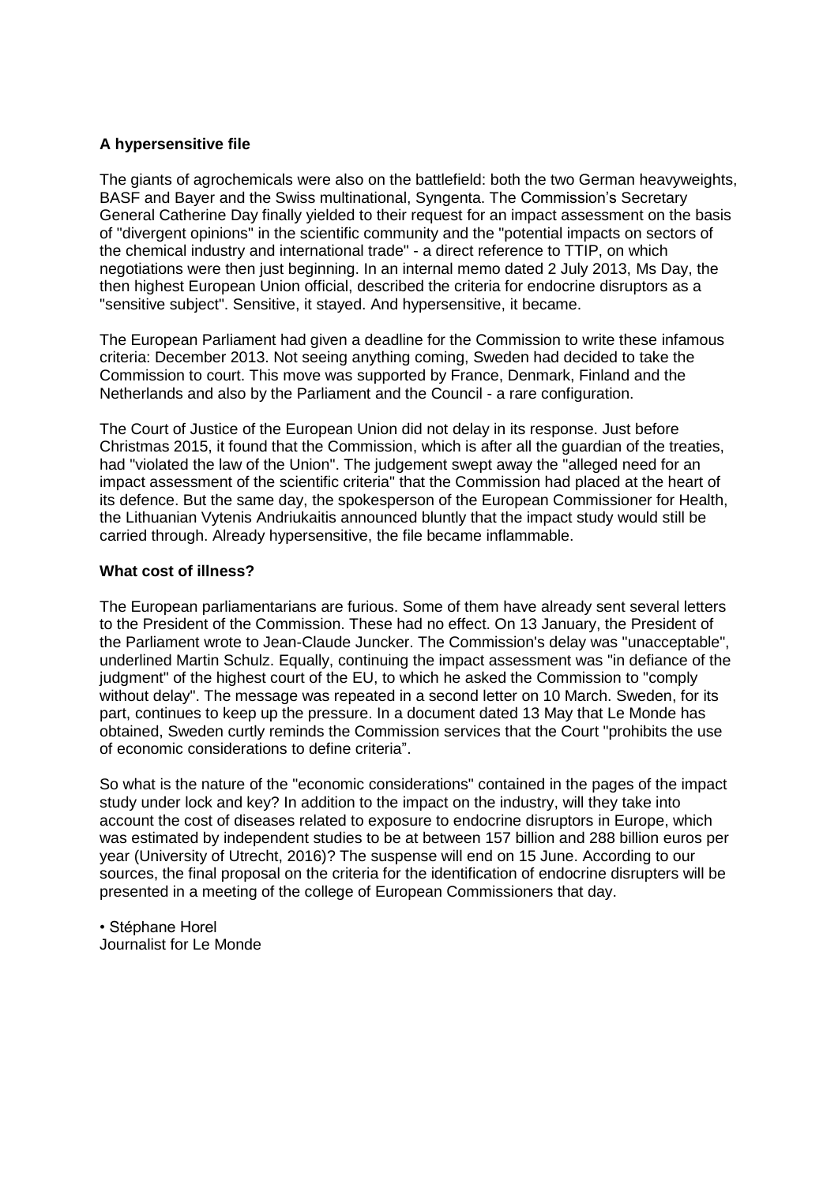## A hypersensitive file

The giants of agrochemicals were also on the battlefield: both the two German heavyweights, BASF and Bayer and the Swiss multinational, Syngenta. The Commission's Secretary General Catherine Day finally yielded to their request for an impact assessment on the basis of "divergent opinions" in the scientific community and the "potential impacts on sectors of the chemical industry and international trade" - a direct reference to TTIP, on which negotiations were then just beginning. In an internal memo dated 2 July 2013, Ms Day, the then highest European Union official, described the criteria for endocrine disruptors as a "sensitive subject". Sensitive, it stayed. And hypersensitive, it became.

The European Parliament had given a deadline for the Commission to write these infamous criteria: December 2013. Not seeing anything coming, Sweden had decided to take the Commission to court. This move was supported by France, Denmark, Finland and the Netherlands and also by the Parliament and the Council - a rare configuration.

The Court of Justice of the European Union did not delay in its response. Just before Christmas 2015, it found that the Commission, which is after all the guardian of the treaties, had "violated the law of the Union". The judgement swept away the "alleged need for an impact assessment of the scientific criteria" that the Commission had placed at the heart of its defence. But the same day, the spokesperson of the European Commissioner for Health, the Lithuanian Vytenis Andriukaitis announced bluntly that the impact study would still be carried through. Already hypersensitive, the file became inflammable.

## What cost of illness?

The European parliamentarians are furious. Some of them have already sent several letters to the President of the Commission. These had no effect. On 13 January, the President of the Parliament wrote to Jean-Claude Juncker. The Commission's delay was "unacceptable", underlined Martin Schulz. Equally, continuing the impact assessment was "in defiance of the judgment" of the highest court of the EU, to which he asked the Commission to "comply without delay". The message was repeated in a second letter on 10 March. Sweden, for its part, continues to keep up the pressure. In a document dated 13 May that Le Monde has obtained, Sweden curtly reminds the Commission services that the Court "prohibits the use of economic considerations to define criteria".

So what is the nature of the "economic considerations" contained in the pages of the impact study under lock and key? In addition to the impact on the industry, will they take into account the cost of diseases related to exposure to endocrine disruptors in Europe, which was estimated by independent studies to be at between 157 billion and 288 billion euros per year (University of Utrecht, 2016)? The suspense will end on 15 June. According to our sources, the final proposal on the criteria for the identification of endocrine disrupters will be presented in a meeting of the college of European Commissioners that day.

• Stéphane Horel
Journalist for Le Monde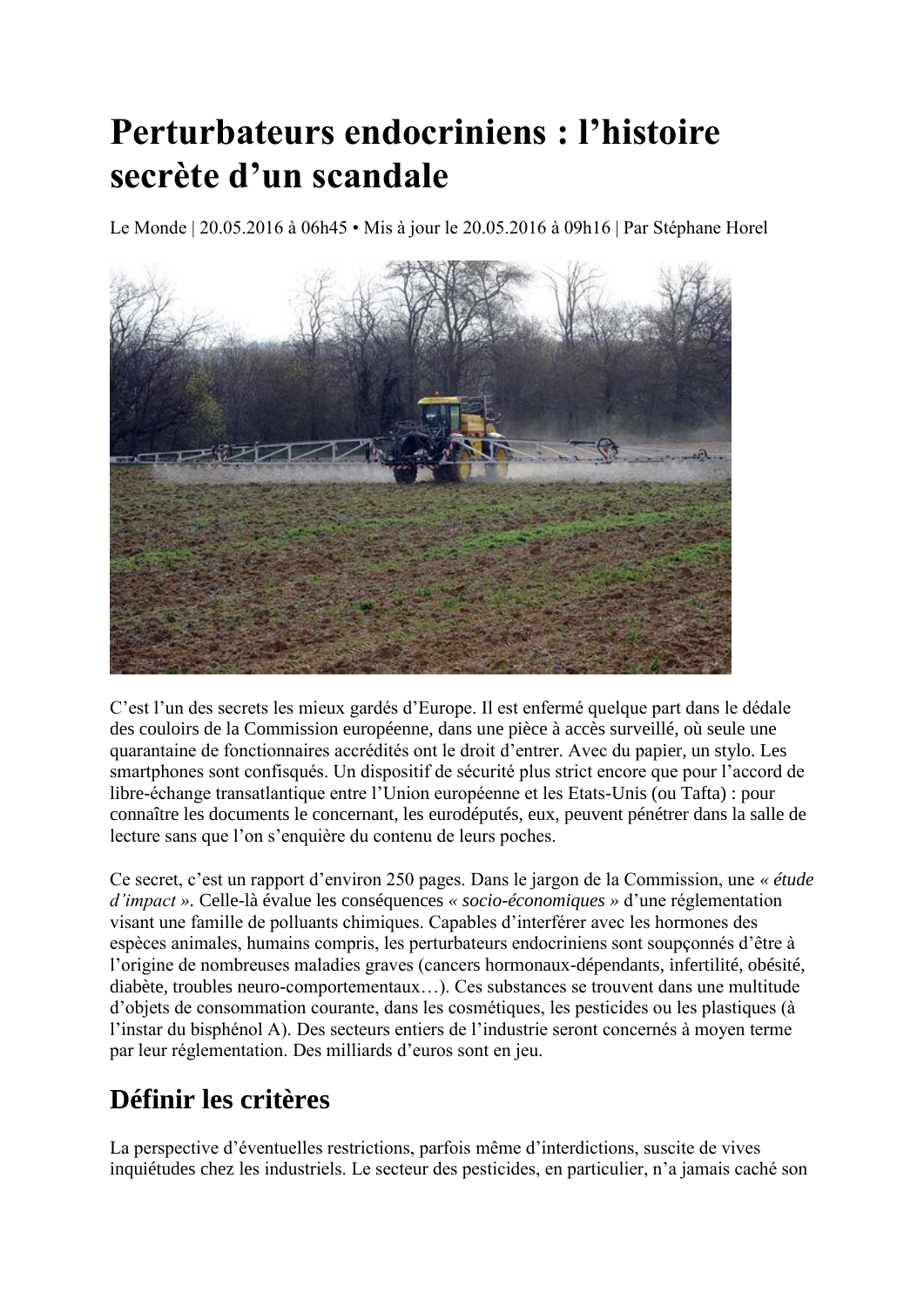# Perturbateurs endocriniens : l'histoire secrète d'un scandale

Le Monde | 20.05.2016 à 06h45 • Mis à jour le 20.05.2016 à 09h16 | Par Stéphane Horel

C'est l'un des secrets les mieux gardés d'Europe. Il est enfermé quelque part dans le dédale des couloirs de la Commission européenne, dans une pièce à accès surveillé, où seule une quarantaine de fonctionnaires accrédités ont le droit d'entrer. Avec du papier, un stylo. Les smartphones sont confisqués. Un dispositif de sécurité plus strict encore que pour l'accord de libre-échange transatlantique entre l'Union européenne et les Etats-Unis (ou Tafta) : pour connaître les documents le concernant, les eurodéputés, eux, peuvent pénétrer dans la salle de lecture sans que l'on s'enquière du contenu de leurs poches.

Ce secret, c'est un rapport d'environ 250 pages. Dans le jargon de la Commission, une *« étude d'impact »*. Celle-là évalue les conséquences *« socio-économiques »* d'une réglementation visant une famille de polluants chimiques. Capables d'interférer avec les hormones des espèces animales, humains compris, les perturbateurs endocriniens sont soupçonnés d'être à l'origine de nombreuses maladies graves (cancers hormonaux-dépendants, infertilité, obésité, diabète, troubles neuro-comportementaux…). Ces substances se trouvent dans une multitude d'objets de consommation courante, dans les cosmétiques, les pesticides ou les plastiques (à l'instar du bisphénol A). Des secteurs entiers de l'industrie seront concernés à moyen terme par leur réglementation. Des milliards d'euros sont en jeu.

## Définir les critères

La perspective d'éventuelles restrictions, parfois même d'interdictions, suscite de vives inquiétudes chez les industriels. Le secteur des pesticides, en particulier, n'a jamais caché son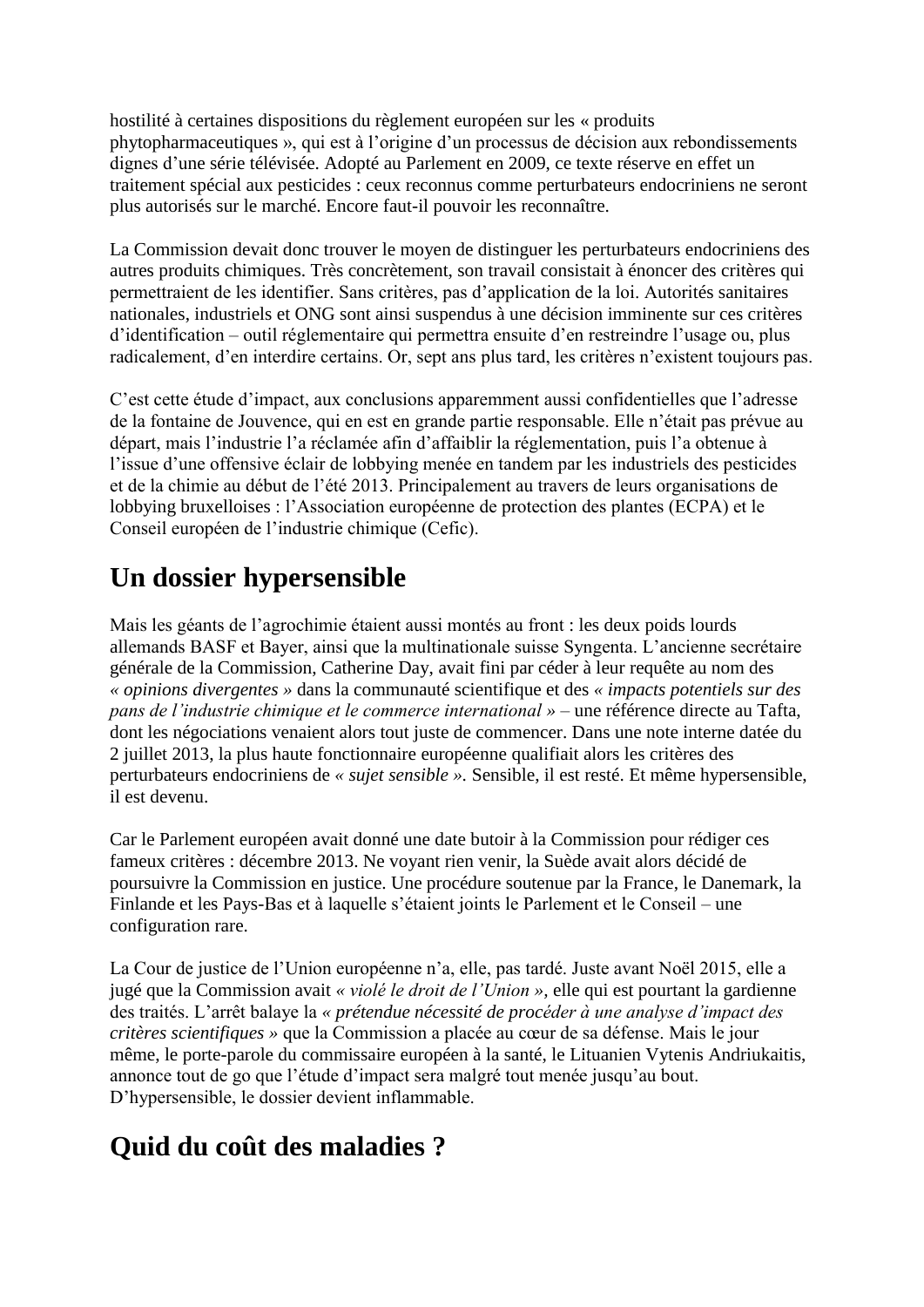hostilité à certaines dispositions du règlement européen sur les « produits phytopharmaceutiques », qui est à l'origine d'un processus de décision aux rebondissements dignes d'une série télévisée. Adopté au Parlement en 2009, ce texte réserve en effet un traitement spécial aux pesticides : ceux reconnus comme perturbateurs endocriniens ne seront plus autorisés sur le marché. Encore faut-il pouvoir les reconnaître.

La Commission devait donc trouver le moyen de distinguer les perturbateurs endocriniens des autres produits chimiques. Très concrètement, son travail consistait à énoncer des critères qui permettraient de les identifier. Sans critères, pas d'application de la loi. Autorités sanitaires nationales, industriels et ONG sont ainsi suspendus à une décision imminente sur ces critères d'identification – outil réglementaire qui permettra ensuite d'en restreindre l'usage ou, plus radicalement, d'en interdire certains. Or, sept ans plus tard, les critères n'existent toujours pas.

C'est cette étude d'impact, aux conclusions apparemment aussi confidentielles que l'adresse de la fontaine de Jouvence, qui en est en grande partie responsable. Elle n'était pas prévue au départ, mais l'industrie l'a réclamée afin d'affaiblir la réglementation, puis l'a obtenue à l'issue d'une offensive éclair de lobbying menée en tandem par les industriels des pesticides et de la chimie au début de l'été 2013. Principalement au travers de leurs organisations de lobbying bruxelloises : l'Association européenne de protection des plantes (ECPA) et le Conseil européen de l'industrie chimique (Cefic).

## Un dossier hypersensible

Mais les géants de l'agrochimie étaient aussi montés au front : les deux poids lourds allemands BASF et Bayer, ainsi que la multinationale suisse Syngenta. L'ancienne secrétaire générale de la Commission, Catherine Day, avait fini par céder à leur requête au nom des *« opinions divergentes »* dans la communauté scientifique et des *« impacts potentiels sur des pans de l'industrie chimique et le commerce international »* – une référence directe au Tafta, dont les négociations venaient alors tout juste de commencer. Dans une note interne datée du 2 juillet 2013, la plus haute fonctionnaire européenne qualifiait alors les critères des perturbateurs endocriniens de *« sujet sensible »*. Sensible, il est resté. Et même hypersensible, il est devenu.

Car le Parlement européen avait donné une date butoir à la Commission pour rédiger ces fameux critères : décembre 2013. Ne voyant rien venir, la Suède avait alors décidé de poursuivre la Commission en justice. Une procédure soutenue par la France, le Danemark, la Finlande et les Pays-Bas et à laquelle s'étaient joints le Parlement et le Conseil – une configuration rare.

La Cour de justice de l'Union européenne n'a, elle, pas tardé. Juste avant Noël 2015, elle a jugé que la Commission avait *« violé le droit de l'Union »*, elle qui est pourtant la gardienne des traités. L'arrêt balaye la *« prétendue nécessité de procéder à une analyse d'impact des critères scientifiques »* que la Commission a placée au cœur de sa défense. Mais le jour même, le porte-parole du commissaire européen à la santé, le Lituanien Vytenis Andriukaitis, annonce tout de go que l'étude d'impact sera malgré tout menée jusqu'au bout. D'hypersensible, le dossier devient inflammable.

## Quid du coût des maladies ?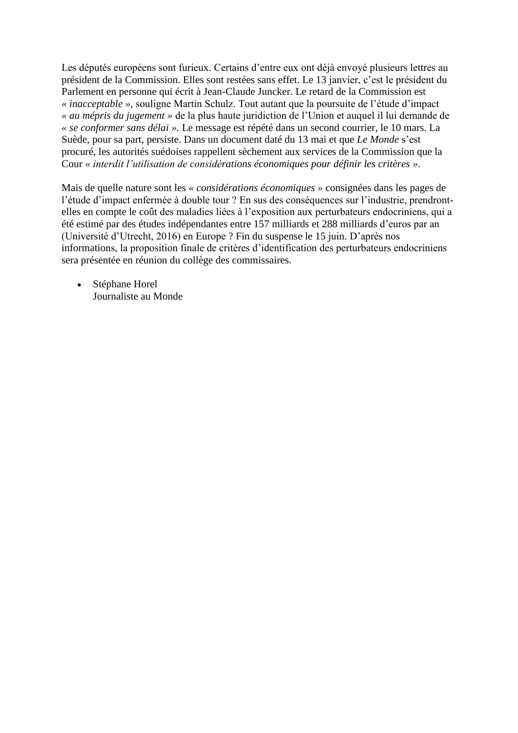Les députés européens sont furieux. Certains d'entre eux ont déjà envoyé plusieurs lettres au président de la Commission. Elles sont restées sans effet. Le 13 janvier, c'est le président du Parlement en personne qui écrit à Jean-Claude Juncker. Le retard de la Commission est *« inacceptable »,* souligne Martin Schulz. Tout autant que la poursuite de l'étude d'impact *« au mépris du jugement »* de la plus haute juridiction de l'Union et auquel il lui demande de *« se conformer sans délai ».* Le message est répété dans un second courrier, le 10 mars. La Suède, pour sa part, persiste. Dans un document daté du 13 mai et que *Le Monde* s'est procuré, les autorités suédoises rappellent sèchement aux services de la Commission que la Cour *« interdit l'utilisation de considérations économiques pour définir les critères ».*

Mais de quelle nature sont les *« considérations économiques »* consignées dans les pages de l'étude d'impact enfermée à double tour ? En sus des conséquences sur l'industrie, prendront-elles en compte le coût des maladies liées à l'exposition aux perturbateurs endocriniens, qui a été estimé par des études indépendantes entre 157 milliards et 288 milliards d'euros par an (Université d'Utrecht, 2016) en Europe ? Fin du suspense le 15 juin. D'après nos informations, la proposition finale de critères d'identification des perturbateurs endocriniens sera présentée en réunion du collège des commissaires.

- Stéphane Horel
  Journaliste au Monde